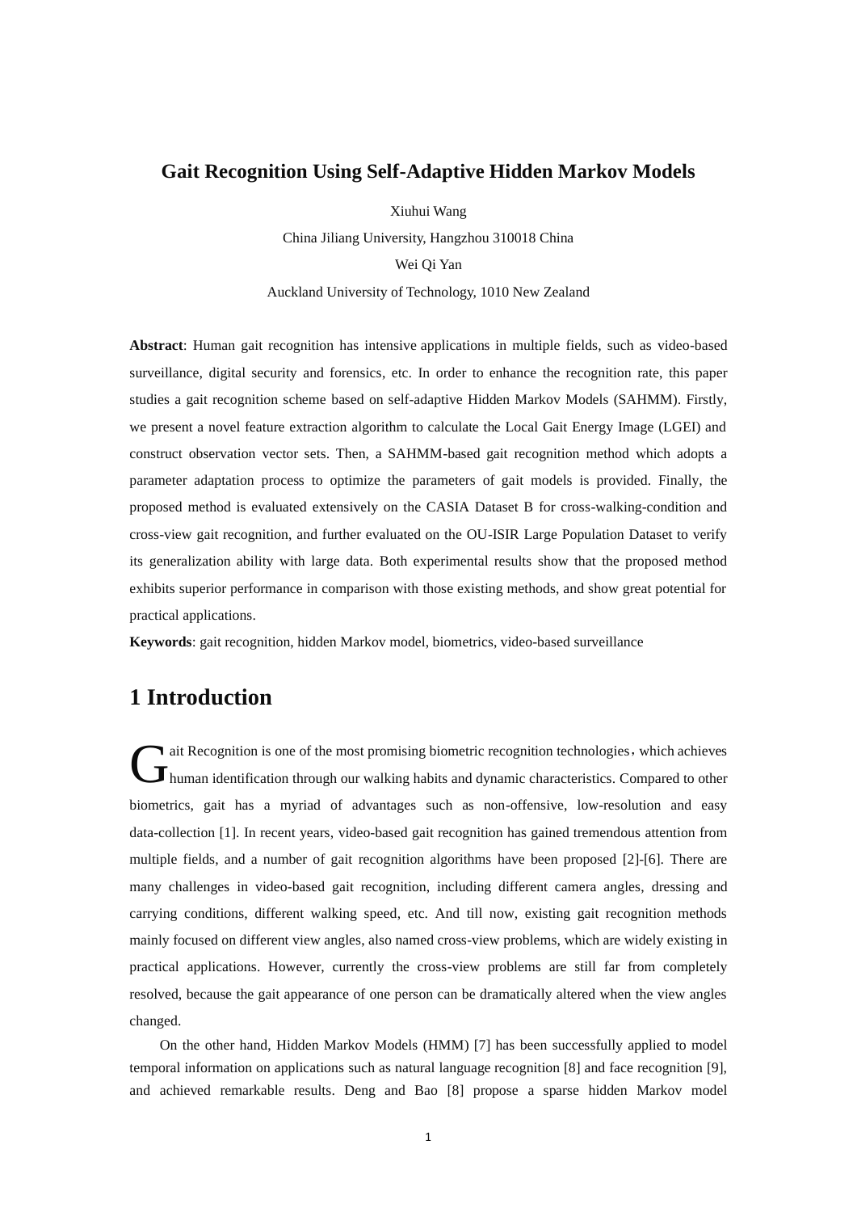# Gait Recognition Using Self-Adaptive Hidden Markov Models

Xiuhui Wang

China Jiliang University, Hangzhou 310018 China

Wei Qi Yan

Auckland University of Technology, 1010 New Zealand

**Abstract**: Human gait recognition has intensive applications in multiple fields, such as video-based surveillance, digital security and forensics, etc. In order to enhance the recognition rate, this paper studies a gait recognition scheme based on self-adaptive Hidden Markov Models (SAHMM). Firstly, we present a novel feature extraction algorithm to calculate the Local Gait Energy Image (LGEI) and construct observation vector sets. Then, a SAHMM-based gait recognition method which adopts a parameter adaptation process to optimize the parameters of gait models is provided. Finally, the proposed method is evaluated extensively on the CASIA Dataset B for cross-walking-condition and cross-view gait recognition, and further evaluated on the OU-ISIR Large Population Dataset to verify its generalization ability with large data. Both experimental results show that the proposed method exhibits superior performance in comparison with those existing methods, and show great potential for practical applications.

**Keywords**: gait recognition, hidden Markov model, biometrics, video-based surveillance

## 1 Introduction

Gait Recognition is one of the most promising biometric recognition technologies，which achieves human identification through our walking habits and dynamic characteristics. Compared to other biometrics, gait has a myriad of advantages such as non-offensive, low-resolution and easy data-collection [1]. In recent years, video-based gait recognition has gained tremendous attention from multiple fields, and a number of gait recognition algorithms have been proposed [2]-[6]. There are many challenges in video-based gait recognition, including different camera angles, dressing and carrying conditions, different walking speed, etc. And till now, existing gait recognition methods mainly focused on different view angles, also named cross-view problems, which are widely existing in practical applications. However, currently the cross-view problems are still far from completely resolved, because the gait appearance of one person can be dramatically altered when the view angles changed.

On the other hand, Hidden Markov Models (HMM) [7] has been successfully applied to model temporal information on applications such as natural language recognition [8] and face recognition [9], and achieved remarkable results. Deng and Bao [8] propose a sparse hidden Markov model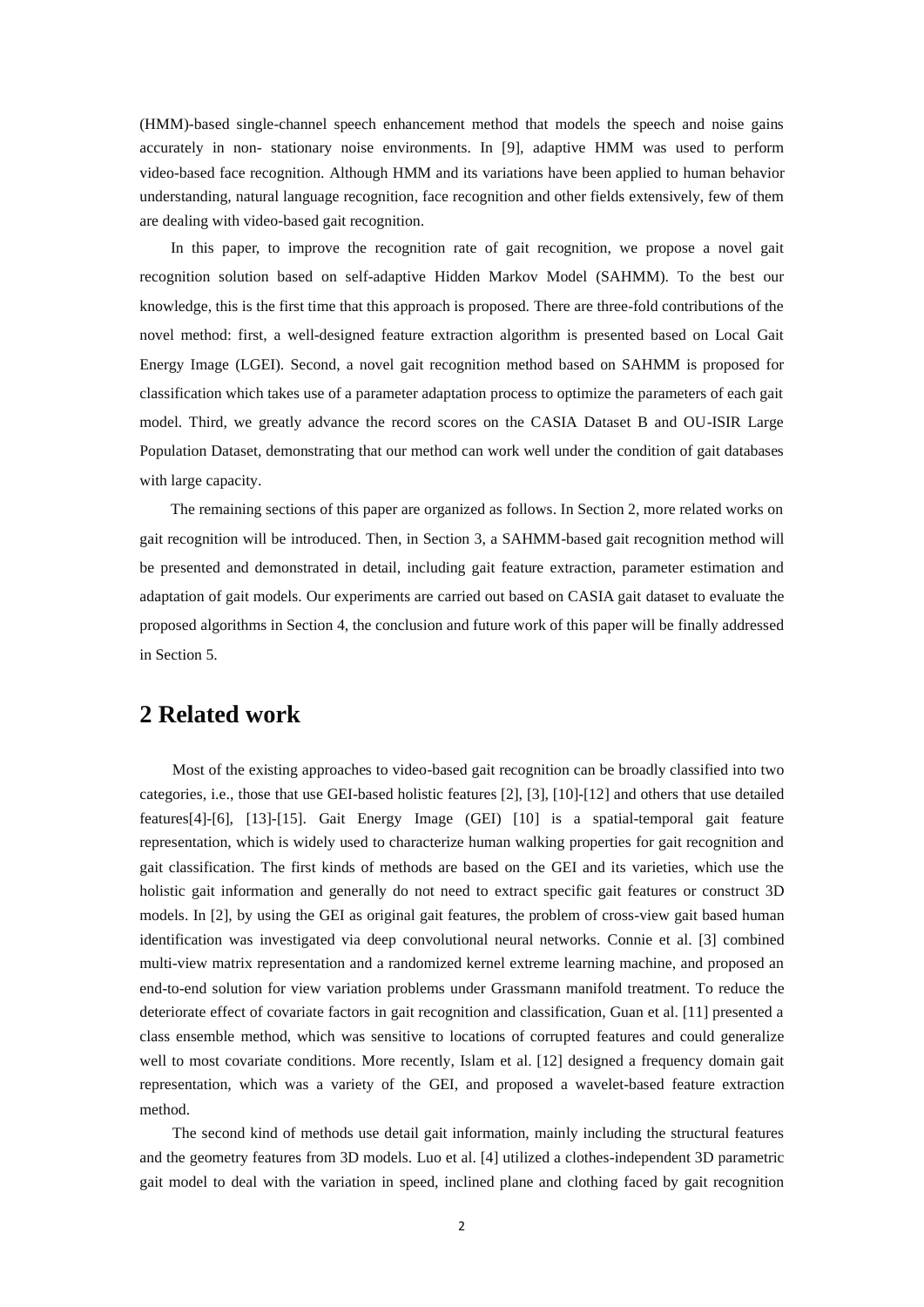(HMM)-based single-channel speech enhancement method that models the speech and noise gains accurately in non- stationary noise environments. In [9], adaptive HMM was used to perform video-based face recognition. Although HMM and its variations have been applied to human behavior understanding, natural language recognition, face recognition and other fields extensively, few of them are dealing with video-based gait recognition.

In this paper, to improve the recognition rate of gait recognition, we propose a novel gait recognition solution based on self-adaptive Hidden Markov Model (SAHMM). To the best our knowledge, this is the first time that this approach is proposed. There are three-fold contributions of the novel method: first, a well-designed feature extraction algorithm is presented based on Local Gait Energy Image (LGEI). Second, a novel gait recognition method based on SAHMM is proposed for classification which takes use of a parameter adaptation process to optimize the parameters of each gait model. Third, we greatly advance the record scores on the CASIA Dataset B and OU-ISIR Large Population Dataset, demonstrating that our method can work well under the condition of gait databases with large capacity.

The remaining sections of this paper are organized as follows. In Section 2, more related works on gait recognition will be introduced. Then, in Section 3, a SAHMM-based gait recognition method will be presented and demonstrated in detail, including gait feature extraction, parameter estimation and adaptation of gait models. Our experiments are carried out based on CASIA gait dataset to evaluate the proposed algorithms in Section 4, the conclusion and future work of this paper will be finally addressed in Section 5.

# 2 Related work

Most of the existing approaches to video-based gait recognition can be broadly classified into two categories, i.e., those that use GEI-based holistic features [2], [3], [10]-[12] and others that use detailed features[4]-[6], [13]-[15]. Gait Energy Image (GEI) [10] is a spatial-temporal gait feature representation, which is widely used to characterize human walking properties for gait recognition and gait classification. The first kinds of methods are based on the GEI and its varieties, which use the holistic gait information and generally do not need to extract specific gait features or construct 3D models. In [2], by using the GEI as original gait features, the problem of cross-view gait based human identification was investigated via deep convolutional neural networks. Connie et al. [3] combined multi-view matrix representation and a randomized kernel extreme learning machine, and proposed an end-to-end solution for view variation problems under Grassmann manifold treatment. To reduce the deteriorate effect of covariate factors in gait recognition and classification, Guan et al. [11] presented a class ensemble method, which was sensitive to locations of corrupted features and could generalize well to most covariate conditions. More recently, Islam et al. [12] designed a frequency domain gait representation, which was a variety of the GEI, and proposed a wavelet-based feature extraction method.

The second kind of methods use detail gait information, mainly including the structural features and the geometry features from 3D models. Luo et al. [4] utilized a clothes-independent 3D parametric gait model to deal with the variation in speed, inclined plane and clothing faced by gait recognition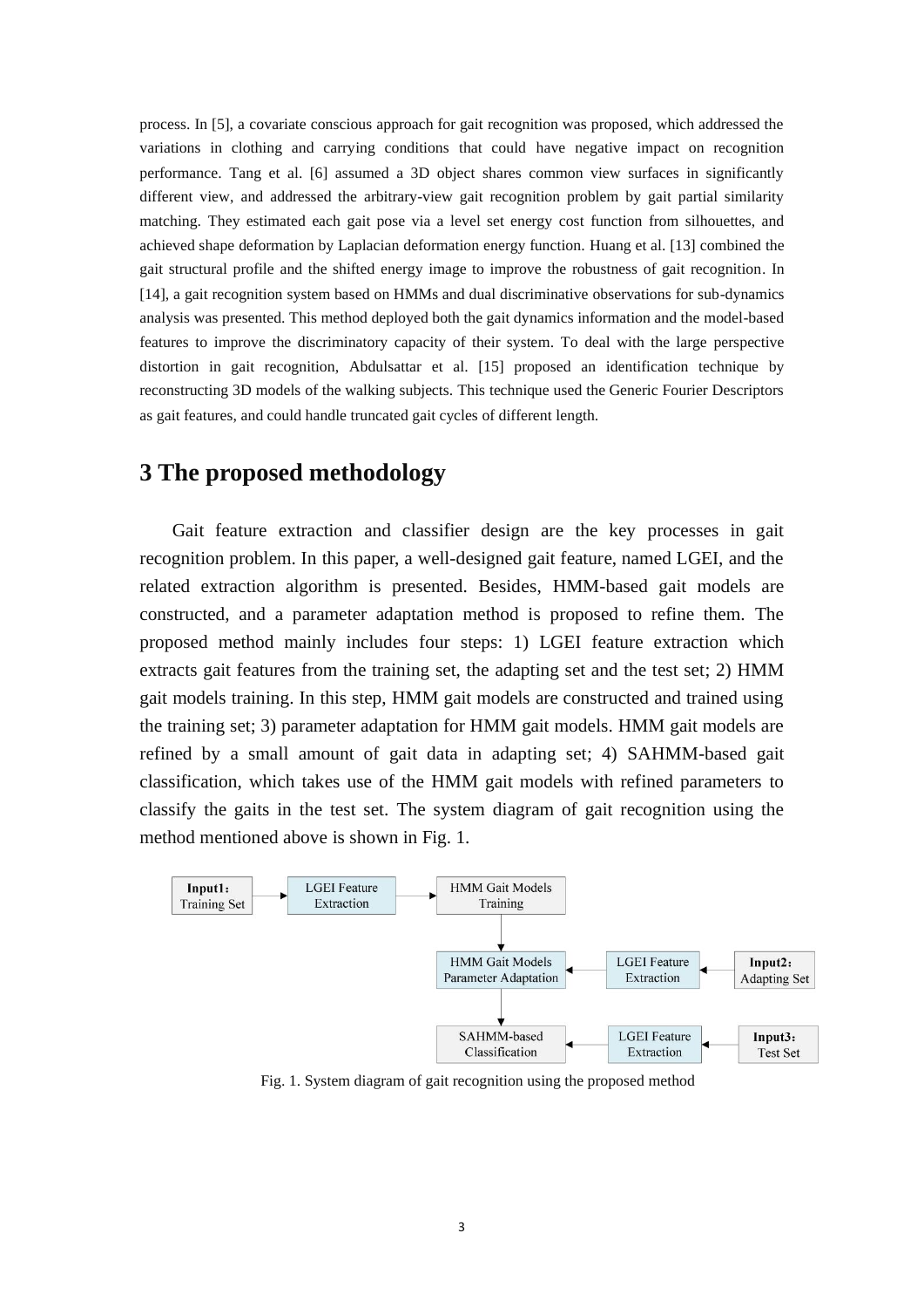process. In [5], a covariate conscious approach for gait recognition was proposed, which addressed the variations in clothing and carrying conditions that could have negative impact on recognition performance. Tang et al. [6] assumed a 3D object shares common view surfaces in significantly different view, and addressed the arbitrary-view gait recognition problem by gait partial similarity matching. They estimated each gait pose via a level set energy cost function from silhouettes, and achieved shape deformation by Laplacian deformation energy function. Huang et al. [13] combined the gait structural profile and the shifted energy image to improve the robustness of gait recognition. In [14], a gait recognition system based on HMMs and dual discriminative observations for sub-dynamics analysis was presented. This method deployed both the gait dynamics information and the model-based features to improve the discriminatory capacity of their system. To deal with the large perspective distortion in gait recognition, Abdulsattar et al. [15] proposed an identification technique by reconstructing 3D models of the walking subjects. This technique used the Generic Fourier Descriptors as gait features, and could handle truncated gait cycles of different length.

# 3 The proposed methodology

Gait feature extraction and classifier design are the key processes in gait recognition problem. In this paper, a well-designed gait feature, named LGEI, and the related extraction algorithm is presented. Besides, HMM-based gait models are constructed, and a parameter adaptation method is proposed to refine them. The proposed method mainly includes four steps: 1) LGEI feature extraction which extracts gait features from the training set, the adapting set and the test set; 2) HMM gait models training. In this step, HMM gait models are constructed and trained using the training set; 3) parameter adaptation for HMM gait models. HMM gait models are refined by a small amount of gait data in adapting set; 4) SAHMM-based gait classification, which takes use of the HMM gait models with refined parameters to classify the gaits in the test set. The system diagram of gait recognition using the method mentioned above is shown in Fig. 1.

**Input1:** Training Set → LGEI Feature Extraction → HMM Gait Models Training → HMM Gait Models Parameter Adaptation → SAHMM-based Classification

**Input2:** Adapting Set → LGEI Feature Extraction → HMM Gait Models Parameter Adaptation

**Input3:** Test Set → LGEI Feature Extraction → SAHMM-based Classification

Fig. 1. System diagram of gait recognition using the proposed method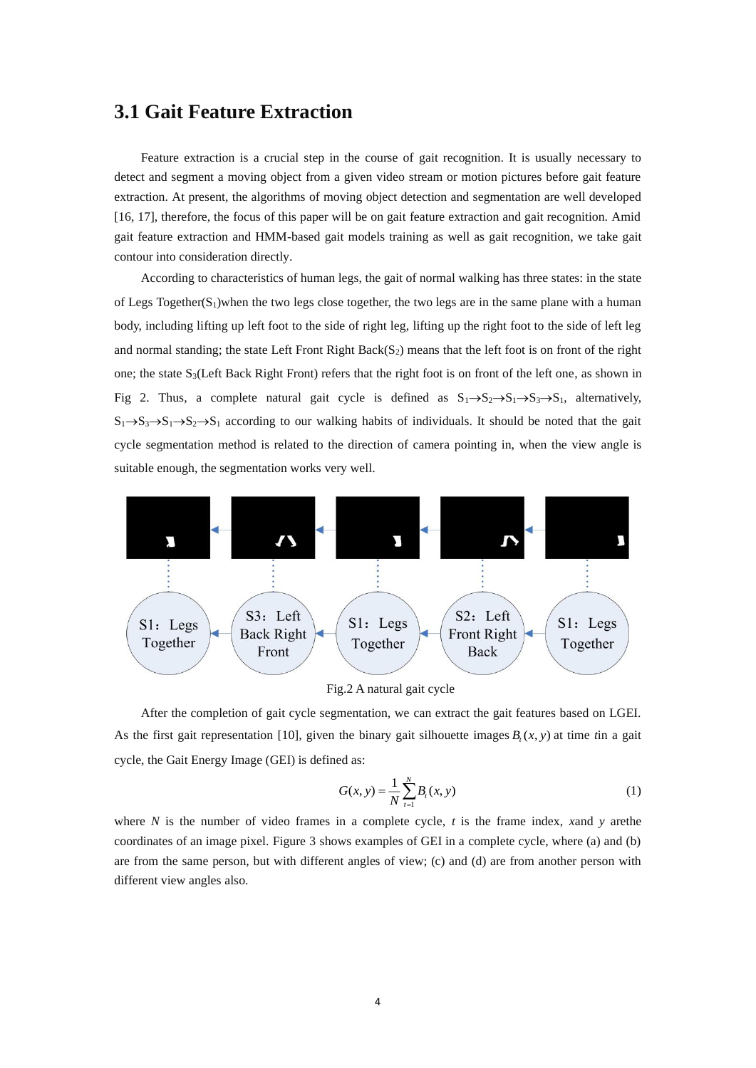## 3.1 Gait Feature Extraction

Feature extraction is a crucial step in the course of gait recognition. It is usually necessary to detect and segment a moving object from a given video stream or motion pictures before gait feature extraction. At present, the algorithms of moving object detection and segmentation are well developed [16, 17], therefore, the focus of this paper will be on gait feature extraction and gait recognition. Amid gait feature extraction and HMM-based gait models training as well as gait recognition, we take gait contour into consideration directly.

According to characteristics of human legs, the gait of normal walking has three states: in the state of Legs Together($S_1$)when the two legs close together, the two legs are in the same plane with a human body, including lifting up left foot to the side of right leg, lifting up the right foot to the side of left leg and normal standing; the state Left Front Right Back($S_2$) means that the left foot is on front of the right one; the state $S_3$(Left Back Right Front) refers that the right foot is on front of the left one, as shown in Fig 2. Thus, a complete natural gait cycle is defined as $S_1 \rightarrow S_2 \rightarrow S_1 \rightarrow S_3 \rightarrow S_1$, alternatively, $S_1 \rightarrow S_3 \rightarrow S_1 \rightarrow S_2 \rightarrow S_1$ according to our walking habits of individuals. It should be noted that the gait cycle segmentation method is related to the direction of camera pointing in, when the view angle is suitable enough, the segmentation works very well.

S1：Legs Together ← S3：Left Back Right Front ← S1：Legs Together ← S2：Left Front Right Back ← S1：Legs Together

Fig.2 A natural gait cycle

After the completion of gait cycle segmentation, we can extract the gait features based on LGEI. As the first gait representation [10], given the binary gait silhouette images $B_t(x, y)$ at time $t$ in a gait cycle, the Gait Energy Image (GEI) is defined as:

$$G(x, y) = \frac{1}{N}\sum_{t=1}^{N} B_t(x, y) \tag{1}$$

where $N$ is the number of video frames in a complete cycle, $t$ is the frame index, $x$ and $y$ are the coordinates of an image pixel. Figure 3 shows examples of GEI in a complete cycle, where (a) and (b) are from the same person, but with different angles of view; (c) and (d) are from another person with different view angles also.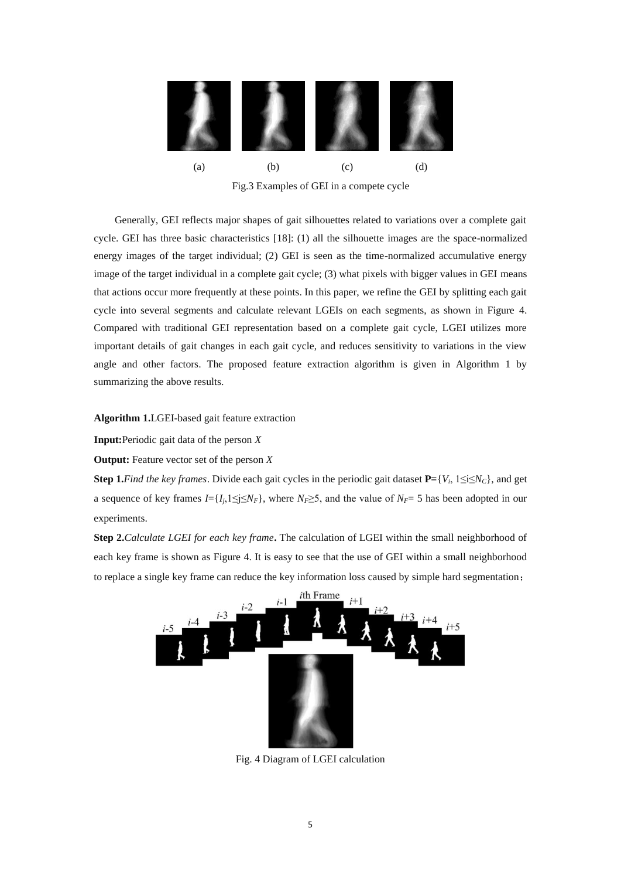(a) (b) (c) (d)

Fig.3 Examples of GEI in a compete cycle

Generally, GEI reflects major shapes of gait silhouettes related to variations over a complete gait cycle. GEI has three basic characteristics [18]: (1) all the silhouette images are the space-normalized energy images of the target individual; (2) GEI is seen as the time-normalized accumulative energy image of the target individual in a complete gait cycle; (3) what pixels with bigger values in GEI means that actions occur more frequently at these points. In this paper, we refine the GEI by splitting each gait cycle into several segments and calculate relevant LGEIs on each segments, as shown in Figure 4. Compared with traditional GEI representation based on a complete gait cycle, LGEI utilizes more important details of gait changes in each gait cycle, and reduces sensitivity to variations in the view angle and other factors. The proposed feature extraction algorithm is given in Algorithm 1 by summarizing the above results.

**Algorithm 1.**LGEI-based gait feature extraction

**Input:**Periodic gait data of the person *X*

**Output:** Feature vector set of the person *X*

**Step 1.***Find the key frames*. Divide each gait cycles in the periodic gait dataset $\mathbf{P}=\{V_i, 1\leq i\leq N_C\}$, and get a sequence of key frames $I=\{I_j, 1\leq j\leq N_F\}$, where $N_F\geq 5$, and the value of $N_F=5$ has been adopted in our experiments.

**Step 2.***Calculate LGEI for each key frame***.** The calculation of LGEI within the small neighborhood of each key frame is shown as Figure 4. It is easy to see that the use of GEI within a small neighborhood to replace a single key frame can reduce the key information loss caused by simple hard segmentation；

*i*-5 *i*-4 *i*-3 *i*-2 *i*-1 *i*th Frame *i*+1 *i*+2 *i*+3 *i*+4 *i*+5

Fig. 4 Diagram of LGEI calculation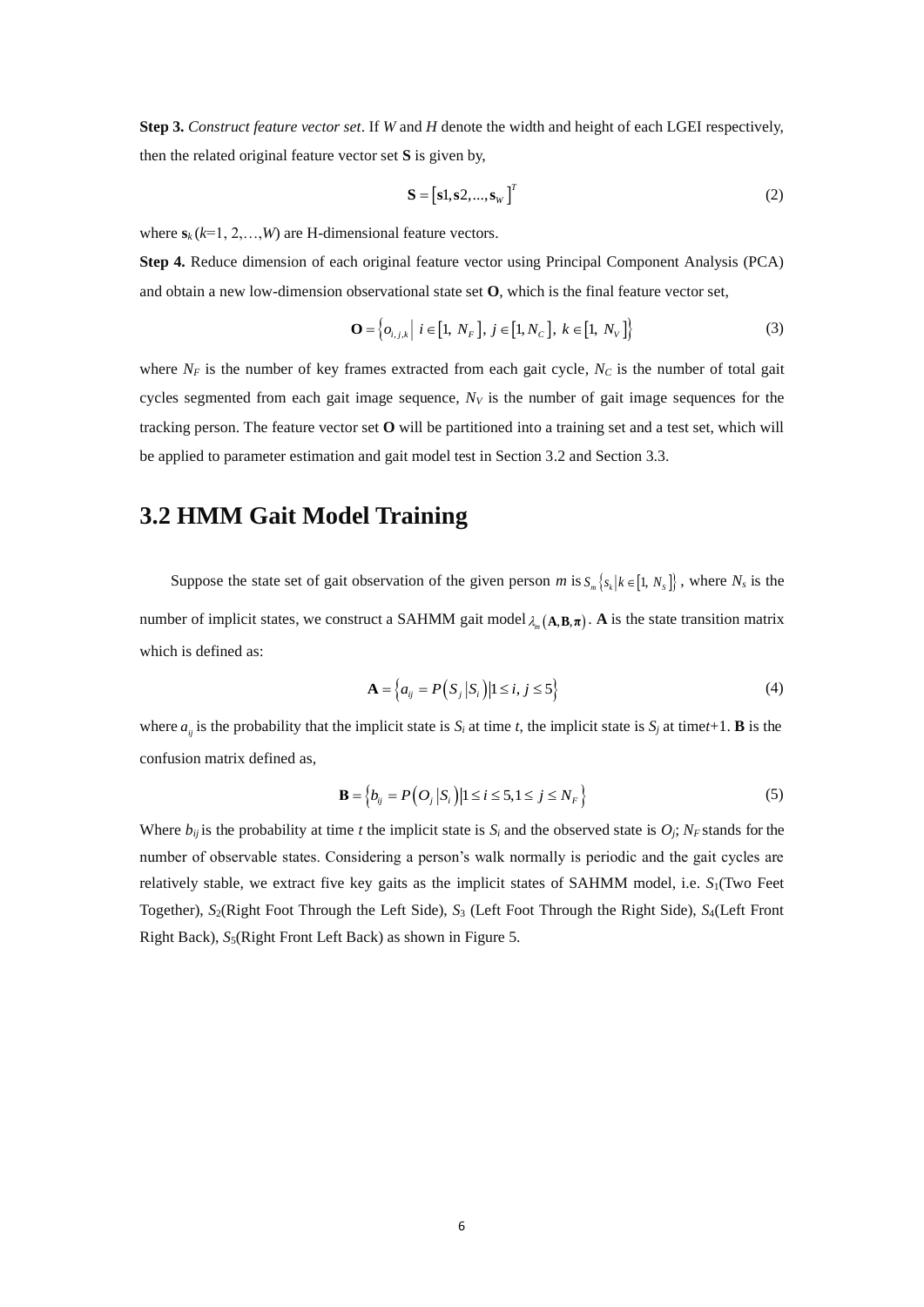**Step 3.** *Construct feature vector set*. If $W$ and $H$ denote the width and height of each LGEI respectively, then the related original feature vector set $\mathbf{S}$ is given by,

$$\mathbf{S} = \left[\mathbf{s}1, \mathbf{s}2, ..., \mathbf{s}_W\right]^T \tag{2}$$

where $\mathbf{s}_k$ ($k$=1, 2,…,$W$) are H-dimensional feature vectors.

**Step 4.** Reduce dimension of each original feature vector using Principal Component Analysis (PCA) and obtain a new low-dimension observational state set $\mathbf{O}$, which is the final feature vector set,

$$\mathbf{O} = \left\{o_{i,j,k} \middle| \ i \in [1,\ N_F],\ j \in [1, N_C],\ k \in [1,\ N_V]\right\} \tag{3}$$

where $N_F$ is the number of key frames extracted from each gait cycle, $N_C$ is the number of total gait cycles segmented from each gait image sequence, $N_V$ is the number of gait image sequences for the tracking person. The feature vector set $\mathbf{O}$ will be partitioned into a training set and a test set, which will be applied to parameter estimation and gait model test in Section 3.2 and Section 3.3.

## 3.2 HMM Gait Model Training

Suppose the state set of gait observation of the given person $m$ is $S_m\left\{s_k \middle| k \in [1,\ N_S]\right\}$, where $N_s$ is the number of implicit states, we construct a SAHMM gait model $\lambda_m(\mathbf{A}, \mathbf{B}, \boldsymbol{\pi})$. $\mathbf{A}$ is the state transition matrix which is defined as:

$$\mathbf{A} = \left\{a_{ij} = P\left(S_j \middle| S_i\right) \middle| 1 \le i, j \le 5\right\} \tag{4}$$

where $a_{ij}$ is the probability that the implicit state is $S_i$ at time $t$, the implicit state is $S_j$ at time$t$+1. $\mathbf{B}$ is the confusion matrix defined as,

$$\mathbf{B} = \left\{b_{ij} = P\left(O_j \middle| S_i\right) \middle| 1 \le i \le 5, 1 \le j \le N_F\right\} \tag{5}$$

Where $b_{ij}$ is the probability at time $t$ the implicit state is $S_i$ and the observed state is $O_j$; $N_F$ stands for the number of observable states. Considering a person's walk normally is periodic and the gait cycles are relatively stable, we extract five key gaits as the implicit states of SAHMM model, i.e. $S_1$(Two Feet Together), $S_2$(Right Foot Through the Left Side), $S_3$ (Left Foot Through the Right Side), $S_4$(Left Front Right Back), $S_5$(Right Front Left Back) as shown in Figure 5.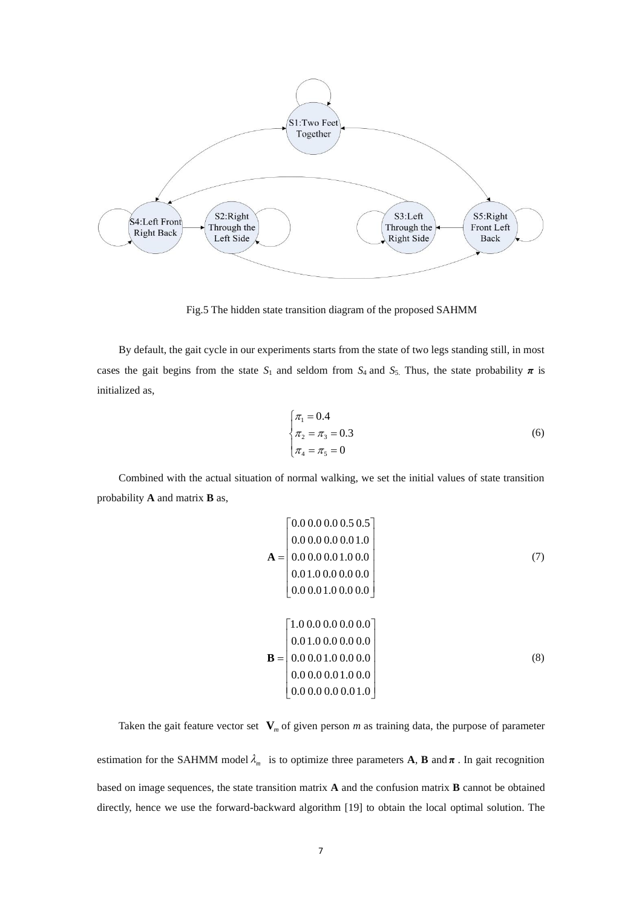Fig.5 The hidden state transition diagram of the proposed SAHMM

By default, the gait cycle in our experiments starts from the state of two legs standing still, in most cases the gait begins from the state $S_1$ and seldom from $S_4$ and $S_5$. Thus, the state probability $\boldsymbol{\pi}$ is initialized as,

$$\begin{cases} \pi_1 = 0.4 \\ \pi_2 = \pi_3 = 0.3 \\ \pi_4 = \pi_5 = 0 \end{cases} \tag{6}$$

Combined with the actual situation of normal walking, we set the initial values of state transition probability $\mathbf{A}$ and matrix $\mathbf{B}$ as,

$$\mathbf{A} = \begin{bmatrix} 0.0 & 0.0 & 0.0 & 0.5 & 0.5 \\ 0.0 & 0.0 & 0.0 & 0.0 & 1.0 \\ 0.0 & 0.0 & 0.0 & 1.0 & 0.0 \\ 0.0 & 1.0 & 0.0 & 0.0 & 0.0 \\ 0.0 & 0.0 & 1.0 & 0.0 & 0.0 \end{bmatrix} \tag{7}$$

$$\mathbf{B} = \begin{bmatrix} 1.0 & 0.0 & 0.0 & 0.0 & 0.0 \\ 0.0 & 1.0 & 0.0 & 0.0 & 0.0 \\ 0.0 & 0.0 & 1.0 & 0.0 & 0.0 \\ 0.0 & 0.0 & 0.0 & 1.0 & 0.0 \\ 0.0 & 0.0 & 0.0 & 0.0 & 1.0 \end{bmatrix} \tag{8}$$

Taken the gait feature vector set $\mathbf{V}_m$ of given person $m$ as training data, the purpose of parameter estimation for the SAHMM model $\lambda_m$ is to optimize three parameters $\mathbf{A}$, $\mathbf{B}$ and $\boldsymbol{\pi}$. In gait recognition based on image sequences, the state transition matrix $\mathbf{A}$ and the confusion matrix $\mathbf{B}$ cannot be obtained directly, hence we use the forward-backward algorithm [19] to obtain the local optimal solution. The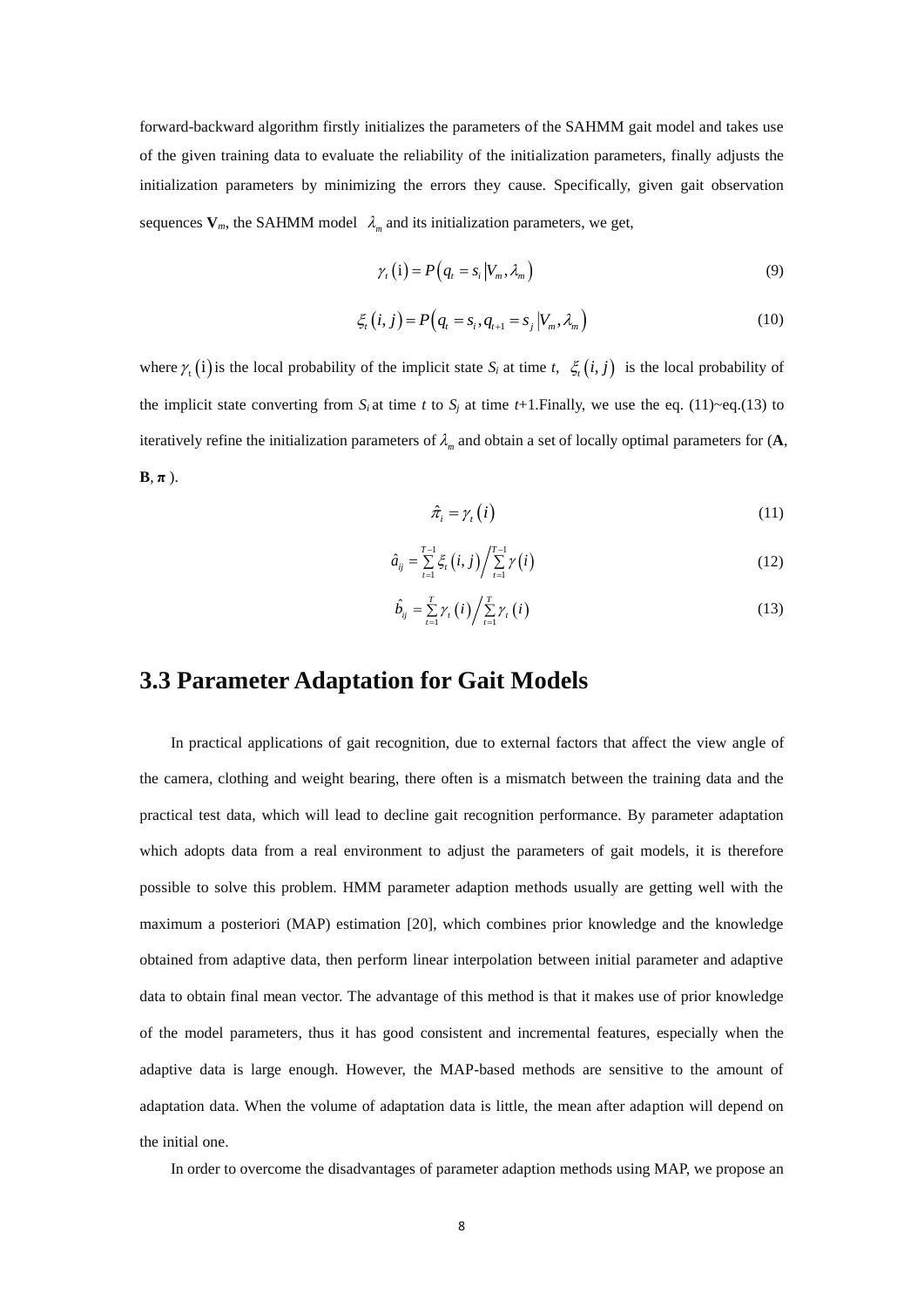forward-backward algorithm firstly initializes the parameters of the SAHMM gait model and takes use of the given training data to evaluate the reliability of the initialization parameters, finally adjusts the initialization parameters by minimizing the errors they cause. Specifically, given gait observation sequences $\mathbf{V}_m$, the SAHMM model $\lambda_m$ and its initialization parameters, we get,

$$\gamma_t(\mathrm{i}) = P\left(q_t = s_i \middle| V_m, \lambda_m\right) \tag{9}$$

$$\xi_t(i,j) = P\left(q_t = s_i, q_{t+1} = s_j \middle| V_m, \lambda_m\right) \tag{10}$$

where $\gamma_t(\mathrm{i})$ is the local probability of the implicit state $S_i$ at time $t$, $\xi_t(i,j)$ is the local probability of the implicit state converting from $S_i$ at time $t$ to $S_j$ at time $t$+1.Finally, we use the eq. (11)~eq.(13) to iteratively refine the initialization parameters of $\lambda_m$ and obtain a set of locally optimal parameters for ($\mathbf{A}$, $\mathbf{B}$, $\boldsymbol{\pi}$ ).

$$\hat{\pi}_i = \gamma_t(i) \tag{11}$$

$$\hat{a}_{ij} = \sum_{t=1}^{T-1} \xi_t(i,j) \Big/ \sum_{t=1}^{T-1} \gamma(i) \tag{12}$$

$$\hat{b}_{ij} = \sum_{t=1}^{T} \gamma_t(i) \Big/ \sum_{t=1}^{T} \gamma_t(i) \tag{13}$$

## 3.3 Parameter Adaptation for Gait Models

In practical applications of gait recognition, due to external factors that affect the view angle of the camera, clothing and weight bearing, there often is a mismatch between the training data and the practical test data, which will lead to decline gait recognition performance. By parameter adaptation which adopts data from a real environment to adjust the parameters of gait models, it is therefore possible to solve this problem. HMM parameter adaption methods usually are getting well with the maximum a posteriori (MAP) estimation [20], which combines prior knowledge and the knowledge obtained from adaptive data, then perform linear interpolation between initial parameter and adaptive data to obtain final mean vector. The advantage of this method is that it makes use of prior knowledge of the model parameters, thus it has good consistent and incremental features, especially when the adaptive data is large enough. However, the MAP-based methods are sensitive to the amount of adaptation data. When the volume of adaptation data is little, the mean after adaption will depend on the initial one.

In order to overcome the disadvantages of parameter adaption methods using MAP, we propose an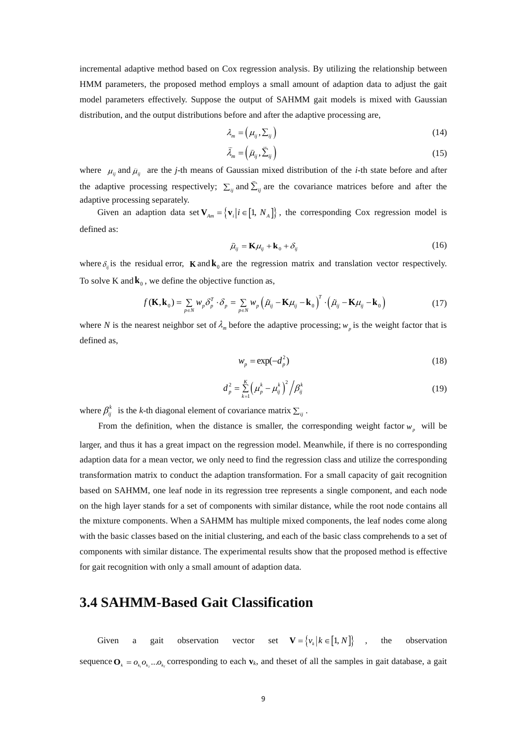incremental adaptive method based on Cox regression analysis. By utilizing the relationship between HMM parameters, the proposed method employs a small amount of adaption data to adjust the gait model parameters effectively. Suppose the output of SAHMM gait models is mixed with Gaussian distribution, and the output distributions before and after the adaptive processing are,

$$\lambda_m = \left(\mu_{ij}, \Sigma_{ij}\right) \tag{14}$$

$$\bar{\lambda}_m = \left(\bar{\mu}_{ij}, \bar{\Sigma}_{ij}\right) \tag{15}$$

where $\mu_{ij}$ and $\bar{\mu}_{ij}$ are the *j*-th means of Gaussian mixed distribution of the *i*-th state before and after the adaptive processing respectively; $\Sigma_{ij}$ and $\bar{\Sigma}_{ij}$ are the covariance matrices before and after the adaptive processing separately.

Given an adaption data set $\mathbf{V}_{Am} = \left\{\mathbf{v}_i \middle| i \in \left[1,\ N_A\right]\right\}$, the corresponding Cox regression model is defined as:

$$\tilde{\mu}_{ij} = \mathbf{K}\mu_{ij} + \mathbf{k}_0 + \delta_{ij} \tag{16}$$

where $\delta_{ij}$ is the residual error, $\mathbf{K}$ and $\mathbf{k}_0$ are the regression matrix and translation vector respectively. To solve K and $\mathbf{k}_0$, we define the objective function as,

$$f(\mathbf{K}, \mathbf{k}_0) = \sum_{p \in N} w_p \delta_p^T \cdot \delta_p = \sum_{p \in N} w_p \left(\tilde{\mu}_{ij} - \mathbf{K}\mu_{ij} - \mathbf{k}_0\right)^T \cdot \left(\tilde{\mu}_{ij} - \mathbf{K}\mu_{ij} - \mathbf{k}_0\right) \tag{17}$$

where *N* is the nearest neighbor set of $\lambda_m$ before the adaptive processing; $w_p$ is the weight factor that is defined as,

$$w_p = \exp(-d_p^2) \tag{18}$$

$$d_p^2 = \sum_{k=1}^{K} \left(\mu_p^k - \mu_{ij}^k\right)^2 \Big/ \beta_{ij}^k \tag{19}$$

where $\beta_{ij}^k$ is the *k*-th diagonal element of covariance matrix $\Sigma_{ij}$.

From the definition, when the distance is smaller, the corresponding weight factor $w_p$ will be larger, and thus it has a great impact on the regression model. Meanwhile, if there is no corresponding adaption data for a mean vector, we only need to find the regression class and utilize the corresponding transformation matrix to conduct the adaption transformation. For a small capacity of gait recognition based on SAHMM, one leaf node in its regression tree represents a single component, and each node on the high layer stands for a set of components with similar distance, while the root node contains all the mixture components. When a SAHMM has multiple mixed components, the leaf nodes come along with the basic classes based on the initial clustering, and each of the basic class comprehends to a set of components with similar distance. The experimental results show that the proposed method is effective for gait recognition with only a small amount of adaption data.

## 3.4 SAHMM-Based Gait Classification

Given a gait observation vector set $\mathbf{V} = \left\{v_k \middle| k \in \left[1, N\right]\right\}$, the observation sequence $\mathbf{O}_k = o_{k_1} o_{k_2} ... o_{k_T}$ corresponding to each $\mathbf{v}_k$, and theset of all the samples in gait database, a gait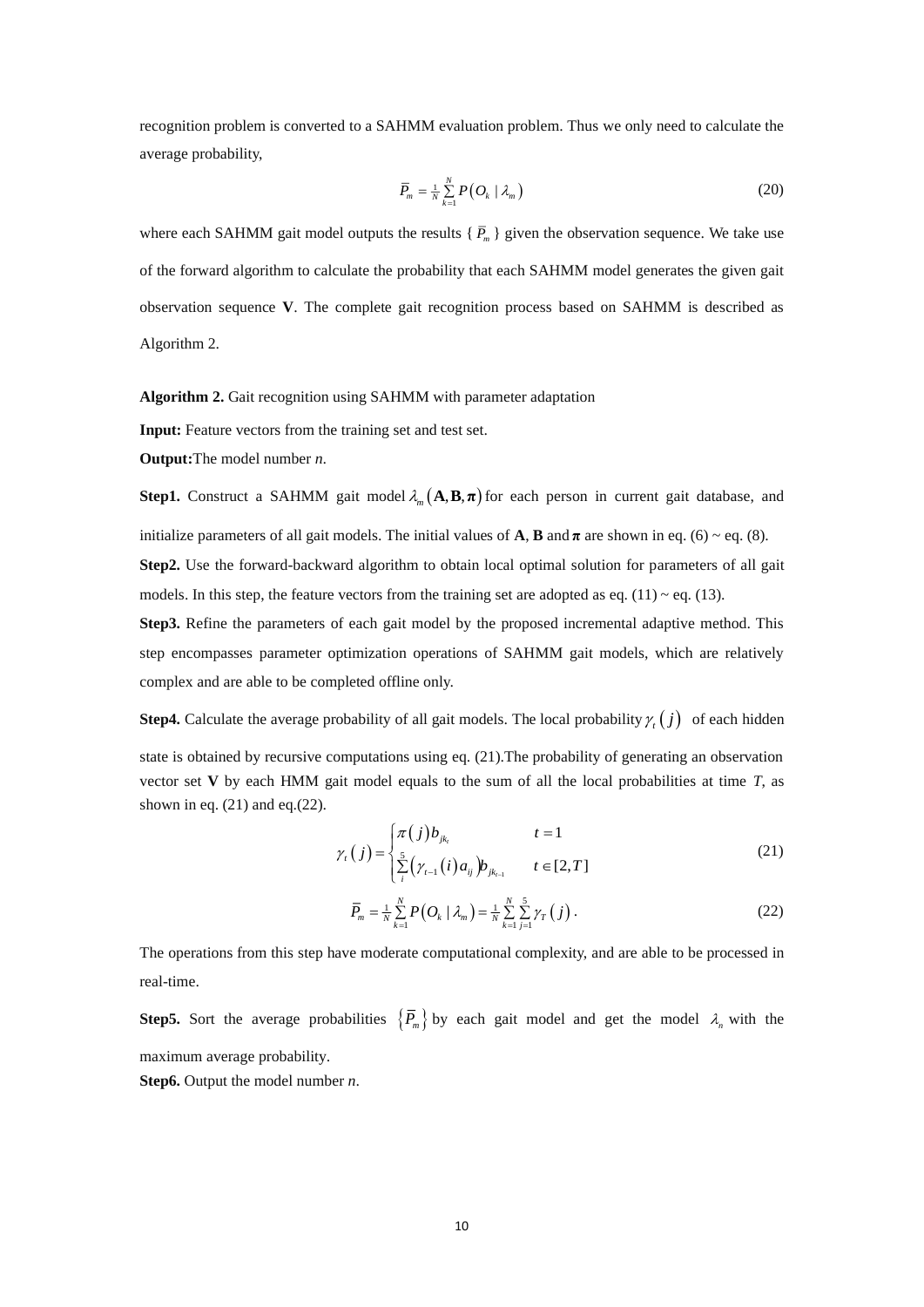recognition problem is converted to a SAHMM evaluation problem. Thus we only need to calculate the average probability,

$$\overline{P}_m = \frac{1}{N}\sum_{k=1}^{N} P\left(O_k \mid \lambda_m\right) \tag{20}$$

where each SAHMM gait model outputs the results { $\overline{P}_m$ } given the observation sequence. We take use of the forward algorithm to calculate the probability that each SAHMM model generates the given gait observation sequence **V**. The complete gait recognition process based on SAHMM is described as Algorithm 2.

**Algorithm 2.** Gait recognition using SAHMM with parameter adaptation

**Input:** Feature vectors from the training set and test set.

**Output:**The model number $n$.

**Step1.** Construct a SAHMM gait model $\lambda_m\left(\mathbf{A},\mathbf{B},\boldsymbol{\pi}\right)$ for each person in current gait database, and initialize parameters of all gait models. The initial values of **A**, **B** and $\boldsymbol{\pi}$ are shown in eq. (6) ~ eq. (8).

**Step2.** Use the forward-backward algorithm to obtain local optimal solution for parameters of all gait models. In this step, the feature vectors from the training set are adopted as eq. (11) ~ eq. (13).

**Step3.** Refine the parameters of each gait model by the proposed incremental adaptive method. This step encompasses parameter optimization operations of SAHMM gait models, which are relatively complex and are able to be completed offline only.

**Step4.** Calculate the average probability of all gait models. The local probability $\gamma_t\left(j\right)$ of each hidden state is obtained by recursive computations using eq. (21).The probability of generating an observation vector set **V** by each HMM gait model equals to the sum of all the local probabilities at time $T$, as shown in eq. (21) and eq.(22).

$$\gamma_t\left(j\right) = \begin{cases} \pi\left(j\right) b_{jk_t} & t = 1 \\ \sum_{i}^{5}\left(\gamma_{t-1}\left(i\right) a_{ij}\right) b_{jk_{t-1}} & t \in [2, T] \end{cases} \tag{21}$$

$$\overline{P}_m = \frac{1}{N}\sum_{k=1}^{N} P\left(O_k \mid \lambda_m\right) = \frac{1}{N}\sum_{k=1}^{N}\sum_{j=1}^{5}\gamma_T\left(j\right). \tag{22}$$

The operations from this step have moderate computational complexity, and are able to be processed in real-time.

**Step5.** Sort the average probabilities $\left\{\overline{P}_m\right\}$ by each gait model and get the model $\lambda_n$ with the maximum average probability.

**Step6.** Output the model number $n$.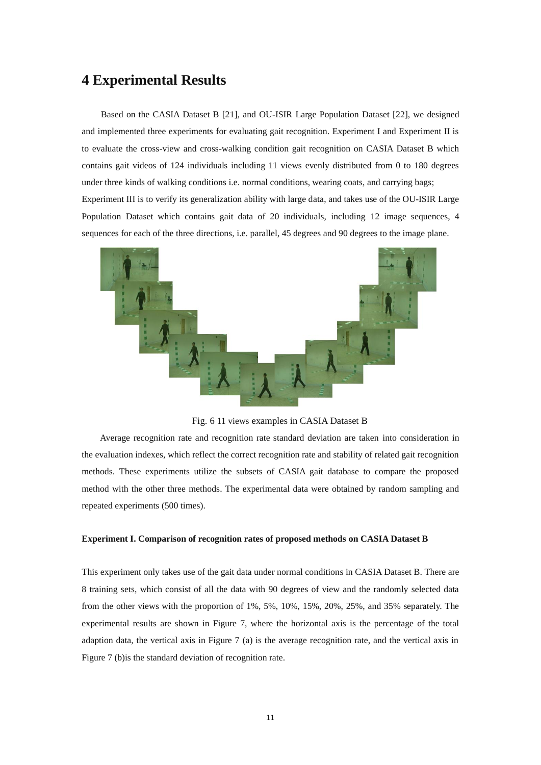# 4 Experimental Results

Based on the CASIA Dataset B [21], and OU-ISIR Large Population Dataset [22], we designed and implemented three experiments for evaluating gait recognition. Experiment I and Experiment II is to evaluate the cross-view and cross-walking condition gait recognition on CASIA Dataset B which contains gait videos of 124 individuals including 11 views evenly distributed from 0 to 180 degrees under three kinds of walking conditions i.e. normal conditions, wearing coats, and carrying bags; Experiment III is to verify its generalization ability with large data, and takes use of the OU-ISIR Large Population Dataset which contains gait data of 20 individuals, including 12 image sequences, 4 sequences for each of the three directions, i.e. parallel, 45 degrees and 90 degrees to the image plane.

Fig. 6 11 views examples in CASIA Dataset B

Average recognition rate and recognition rate standard deviation are taken into consideration in the evaluation indexes, which reflect the correct recognition rate and stability of related gait recognition methods. These experiments utilize the subsets of CASIA gait database to compare the proposed method with the other three methods. The experimental data were obtained by random sampling and repeated experiments (500 times).

**Experiment I. Comparison of recognition rates of proposed methods on CASIA Dataset B**

This experiment only takes use of the gait data under normal conditions in CASIA Dataset B. There are 8 training sets, which consist of all the data with 90 degrees of view and the randomly selected data from the other views with the proportion of 1%, 5%, 10%, 15%, 20%, 25%, and 35% separately. The experimental results are shown in Figure 7, where the horizontal axis is the percentage of the total adaption data, the vertical axis in Figure 7 (a) is the average recognition rate, and the vertical axis in Figure 7 (b)is the standard deviation of recognition rate.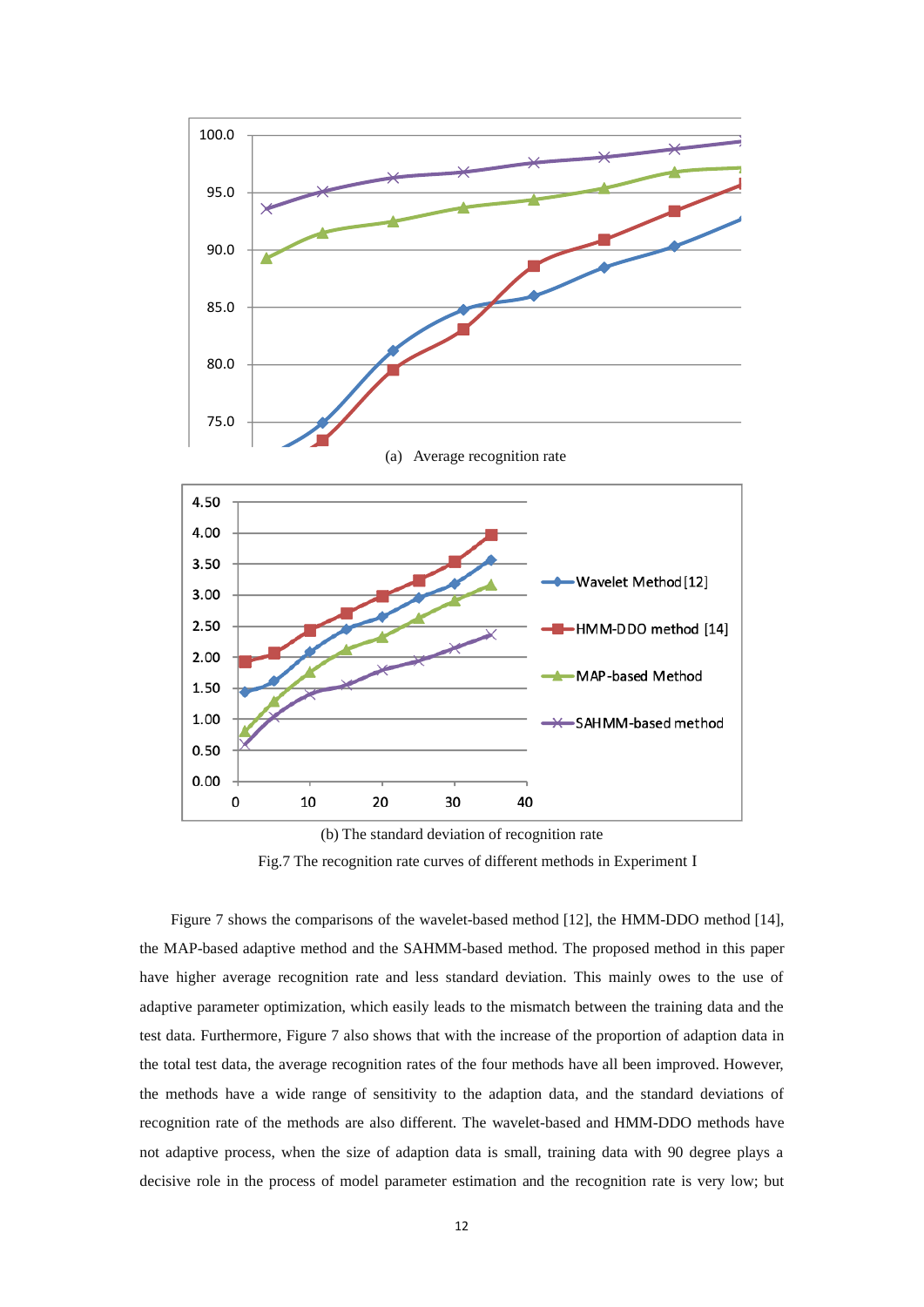(a) Average recognition rate

(b) The standard deviation of recognition rate

Fig.7 The recognition rate curves of different methods in Experiment I

Figure 7 shows the comparisons of the wavelet-based method [12], the HMM-DDO method [14], the MAP-based adaptive method and the SAHMM-based method. The proposed method in this paper have higher average recognition rate and less standard deviation. This mainly owes to the use of adaptive parameter optimization, which easily leads to the mismatch between the training data and the test data. Furthermore, Figure 7 also shows that with the increase of the proportion of adaption data in the total test data, the average recognition rates of the four methods have all been improved. However, the methods have a wide range of sensitivity to the adaption data, and the standard deviations of recognition rate of the methods are also different. The wavelet-based and HMM-DDO methods have not adaptive process, when the size of adaption data is small, training data with 90 degree plays a decisive role in the process of model parameter estimation and the recognition rate is very low; but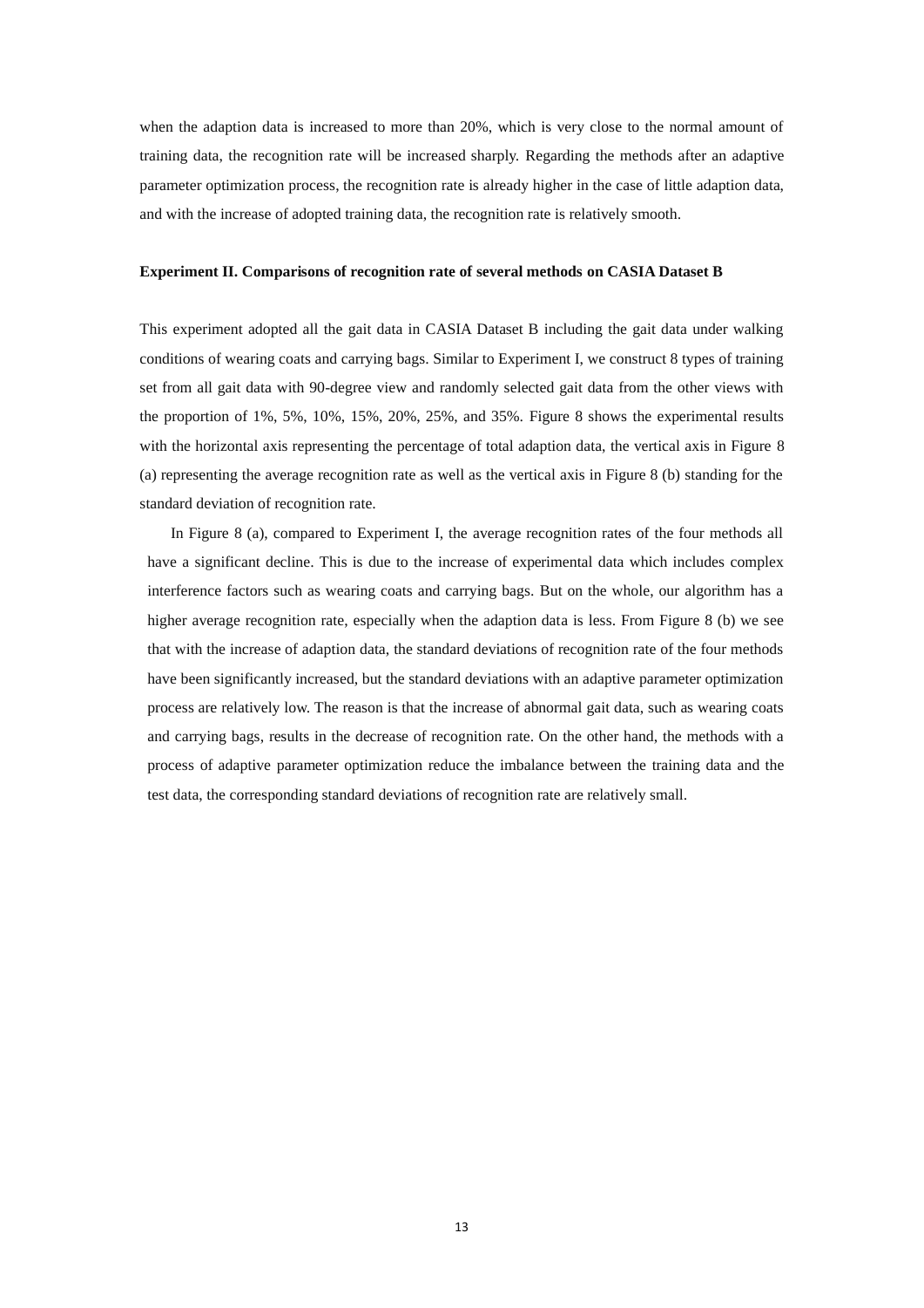when the adaption data is increased to more than 20%, which is very close to the normal amount of training data, the recognition rate will be increased sharply. Regarding the methods after an adaptive parameter optimization process, the recognition rate is already higher in the case of little adaption data, and with the increase of adopted training data, the recognition rate is relatively smooth.

**Experiment II. Comparisons of recognition rate of several methods on CASIA Dataset B**

This experiment adopted all the gait data in CASIA Dataset B including the gait data under walking conditions of wearing coats and carrying bags. Similar to Experiment I, we construct 8 types of training set from all gait data with 90-degree view and randomly selected gait data from the other views with the proportion of 1%, 5%, 10%, 15%, 20%, 25%, and 35%. Figure 8 shows the experimental results with the horizontal axis representing the percentage of total adaption data, the vertical axis in Figure 8 (a) representing the average recognition rate as well as the vertical axis in Figure 8 (b) standing for the standard deviation of recognition rate.

In Figure 8 (a), compared to Experiment I, the average recognition rates of the four methods all have a significant decline. This is due to the increase of experimental data which includes complex interference factors such as wearing coats and carrying bags. But on the whole, our algorithm has a higher average recognition rate, especially when the adaption data is less. From Figure 8 (b) we see that with the increase of adaption data, the standard deviations of recognition rate of the four methods have been significantly increased, but the standard deviations with an adaptive parameter optimization process are relatively low. The reason is that the increase of abnormal gait data, such as wearing coats and carrying bags, results in the decrease of recognition rate. On the other hand, the methods with a process of adaptive parameter optimization reduce the imbalance between the training data and the test data, the corresponding standard deviations of recognition rate are relatively small.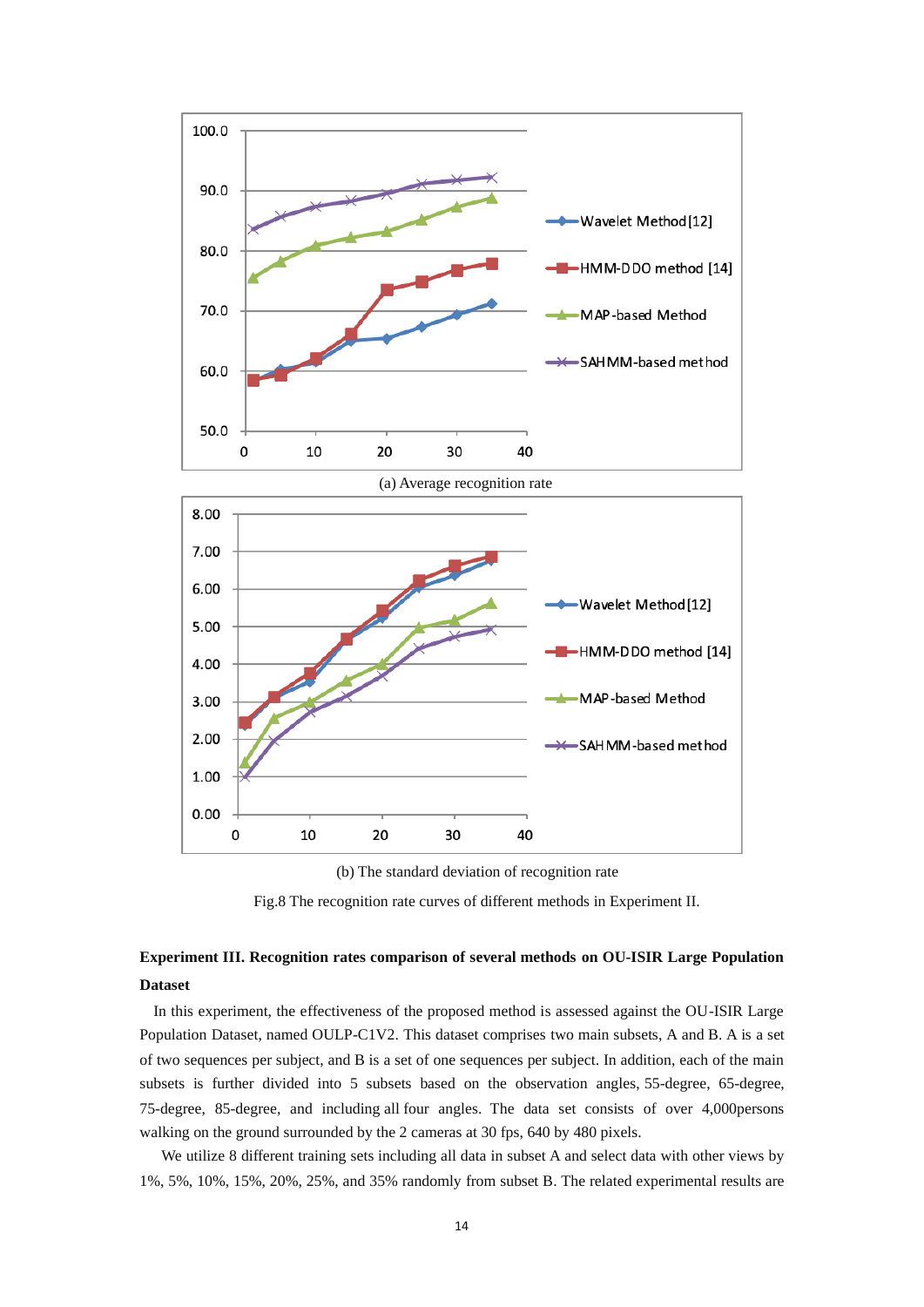(a) Average recognition rate

(b) The standard deviation of recognition rate

Fig.8 The recognition rate curves of different methods in Experiment II.

**Experiment III. Recognition rates comparison of several methods on OU-ISIR Large Population Dataset**

In this experiment, the effectiveness of the proposed method is assessed against the OU-ISIR Large Population Dataset, named OULP-C1V2. This dataset comprises two main subsets, A and B. A is a set of two sequences per subject, and B is a set of one sequences per subject. In addition, each of the main subsets is further divided into 5 subsets based on the observation angles, 55-degree, 65-degree, 75-degree, 85-degree, and including all four angles. The data set consists of over 4,000persons walking on the ground surrounded by the 2 cameras at 30 fps, 640 by 480 pixels.

We utilize 8 different training sets including all data in subset A and select data with other views by 1%, 5%, 10%, 15%, 20%, 25%, and 35% randomly from subset B. The related experimental results are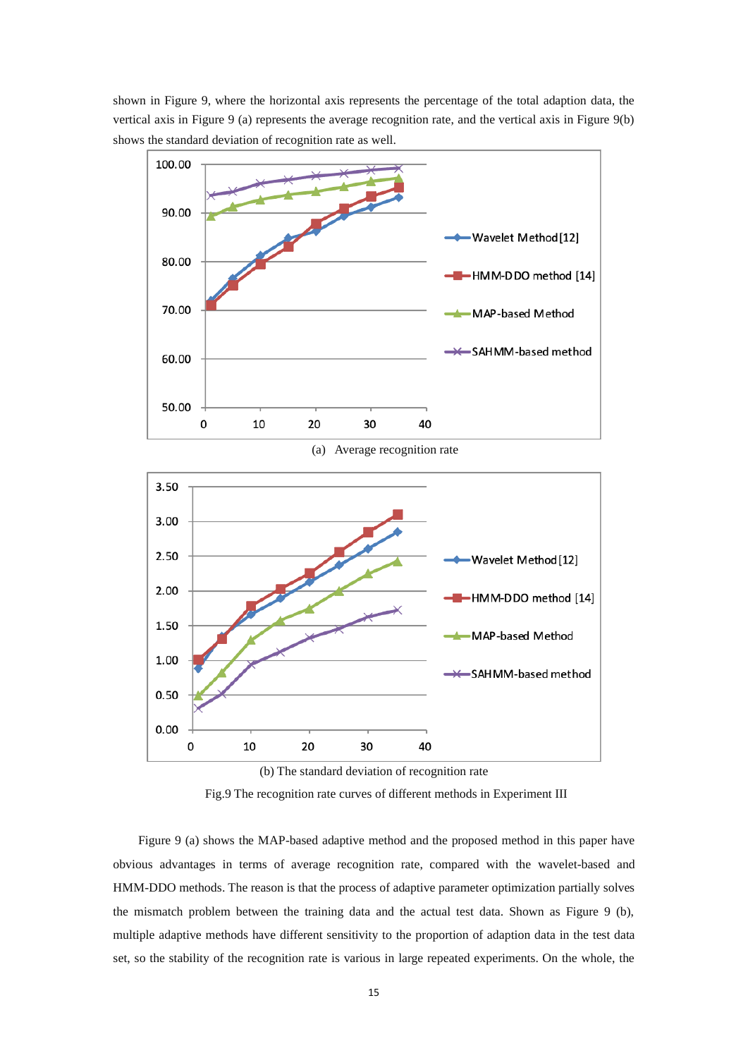shown in Figure 9, where the horizontal axis represents the percentage of the total adaption data, the vertical axis in Figure 9 (a) represents the average recognition rate, and the vertical axis in Figure 9(b) shows the standard deviation of recognition rate as well.

(a) Average recognition rate

(b) The standard deviation of recognition rate

Fig.9 The recognition rate curves of different methods in Experiment III

Figure 9 (a) shows the MAP-based adaptive method and the proposed method in this paper have obvious advantages in terms of average recognition rate, compared with the wavelet-based and HMM-DDO methods. The reason is that the process of adaptive parameter optimization partially solves the mismatch problem between the training data and the actual test data. Shown as Figure 9 (b), multiple adaptive methods have different sensitivity to the proportion of adaption data in the test data set, so the stability of the recognition rate is various in large repeated experiments. On the whole, the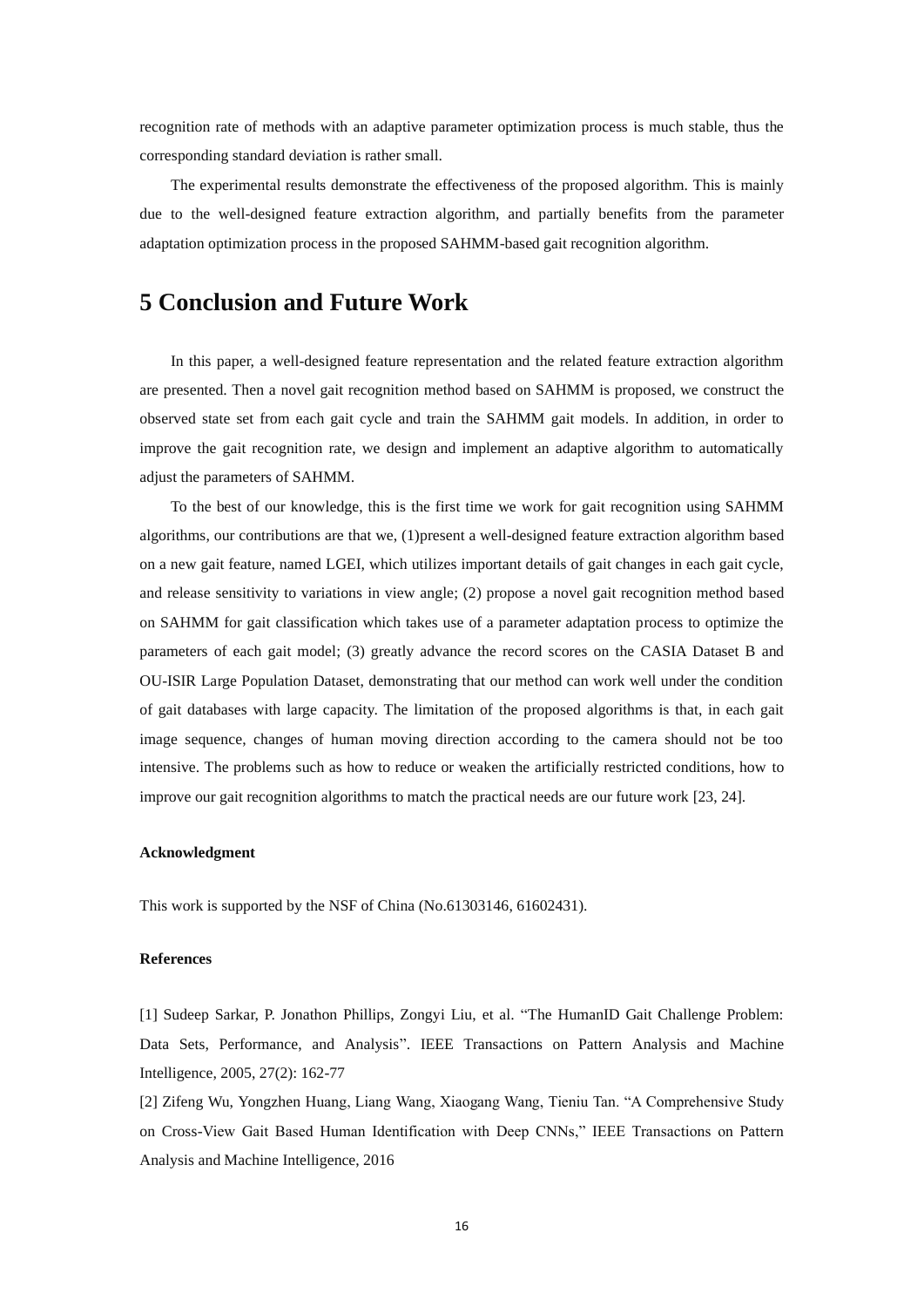recognition rate of methods with an adaptive parameter optimization process is much stable, thus the corresponding standard deviation is rather small.

The experimental results demonstrate the effectiveness of the proposed algorithm. This is mainly due to the well-designed feature extraction algorithm, and partially benefits from the parameter adaptation optimization process in the proposed SAHMM-based gait recognition algorithm.

# 5 Conclusion and Future Work

In this paper, a well-designed feature representation and the related feature extraction algorithm are presented. Then a novel gait recognition method based on SAHMM is proposed, we construct the observed state set from each gait cycle and train the SAHMM gait models. In addition, in order to improve the gait recognition rate, we design and implement an adaptive algorithm to automatically adjust the parameters of SAHMM.

To the best of our knowledge, this is the first time we work for gait recognition using SAHMM algorithms, our contributions are that we, (1)present a well-designed feature extraction algorithm based on a new gait feature, named LGEI, which utilizes important details of gait changes in each gait cycle, and release sensitivity to variations in view angle; (2) propose a novel gait recognition method based on SAHMM for gait classification which takes use of a parameter adaptation process to optimize the parameters of each gait model; (3) greatly advance the record scores on the CASIA Dataset B and OU-ISIR Large Population Dataset, demonstrating that our method can work well under the condition of gait databases with large capacity. The limitation of the proposed algorithms is that, in each gait image sequence, changes of human moving direction according to the camera should not be too intensive. The problems such as how to reduce or weaken the artificially restricted conditions, how to improve our gait recognition algorithms to match the practical needs are our future work [23, 24].

**Acknowledgment**

This work is supported by the NSF of China (No.61303146, 61602431).

**References**

[1] Sudeep Sarkar, P. Jonathon Phillips, Zongyi Liu, et al. "The HumanID Gait Challenge Problem: Data Sets, Performance, and Analysis". IEEE Transactions on Pattern Analysis and Machine Intelligence, 2005, 27(2): 162-77

[2] Zifeng Wu, Yongzhen Huang, Liang Wang, Xiaogang Wang, Tieniu Tan. "A Comprehensive Study on Cross-View Gait Based Human Identification with Deep CNNs," IEEE Transactions on Pattern Analysis and Machine Intelligence, 2016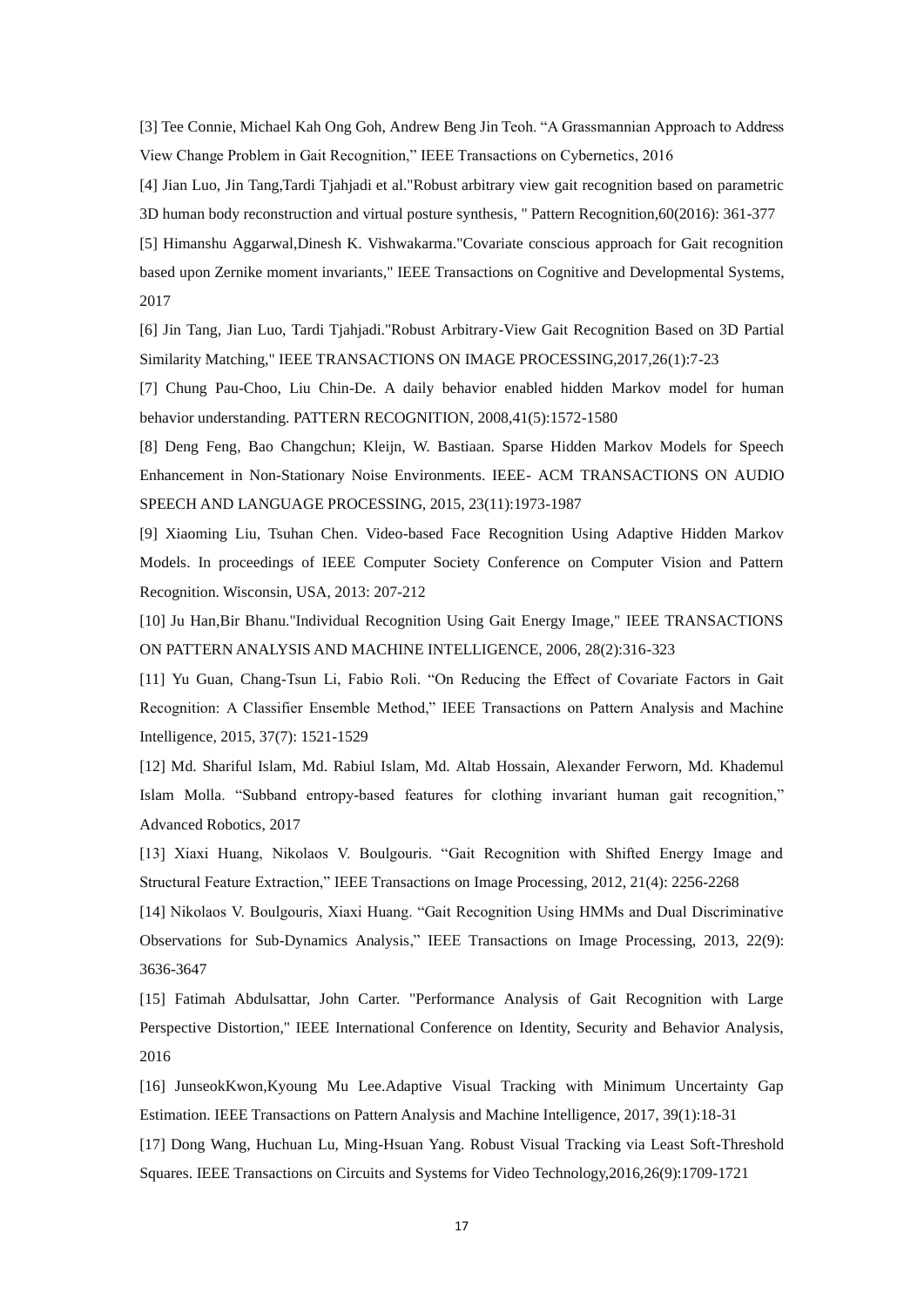[3] Tee Connie, Michael Kah Ong Goh, Andrew Beng Jin Teoh. “A Grassmannian Approach to Address View Change Problem in Gait Recognition,” IEEE Transactions on Cybernetics, 2016

[4] Jian Luo, Jin Tang,Tardi Tjahjadi et al."Robust arbitrary view gait recognition based on parametric 3D human body reconstruction and virtual posture synthesis, " Pattern Recognition,60(2016): 361-377

[5] Himanshu Aggarwal,Dinesh K. Vishwakarma."Covariate conscious approach for Gait recognition based upon Zernike moment invariants," IEEE Transactions on Cognitive and Developmental Systems, 2017

[6] Jin Tang, Jian Luo, Tardi Tjahjadi."Robust Arbitrary-View Gait Recognition Based on 3D Partial Similarity Matching," IEEE TRANSACTIONS ON IMAGE PROCESSING,2017,26(1):7-23

[7] Chung Pau-Choo, Liu Chin-De. A daily behavior enabled hidden Markov model for human behavior understanding. PATTERN RECOGNITION, 2008,41(5):1572-1580

[8] Deng Feng, Bao Changchun; Kleijn, W. Bastiaan. Sparse Hidden Markov Models for Speech Enhancement in Non-Stationary Noise Environments. IEEE- ACM TRANSACTIONS ON AUDIO SPEECH AND LANGUAGE PROCESSING, 2015, 23(11):1973-1987

[9] Xiaoming Liu, Tsuhan Chen. Video-based Face Recognition Using Adaptive Hidden Markov Models. In proceedings of IEEE Computer Society Conference on Computer Vision and Pattern Recognition. Wisconsin, USA, 2013: 207-212

[10] Ju Han,Bir Bhanu."Individual Recognition Using Gait Energy Image," IEEE TRANSACTIONS ON PATTERN ANALYSIS AND MACHINE INTELLIGENCE, 2006, 28(2):316-323

[11] Yu Guan, Chang-Tsun Li, Fabio Roli. “On Reducing the Effect of Covariate Factors in Gait Recognition: A Classifier Ensemble Method,” IEEE Transactions on Pattern Analysis and Machine Intelligence, 2015, 37(7): 1521-1529

[12] Md. Shariful Islam, Md. Rabiul Islam, Md. Altab Hossain, Alexander Ferworn, Md. Khademul Islam Molla. “Subband entropy-based features for clothing invariant human gait recognition,” Advanced Robotics, 2017

[13] Xiaxi Huang, Nikolaos V. Boulgouris. “Gait Recognition with Shifted Energy Image and Structural Feature Extraction,” IEEE Transactions on Image Processing, 2012, 21(4): 2256-2268

[14] Nikolaos V. Boulgouris, Xiaxi Huang. “Gait Recognition Using HMMs and Dual Discriminative Observations for Sub-Dynamics Analysis,” IEEE Transactions on Image Processing, 2013, 22(9): 3636-3647

[15] Fatimah Abdulsattar, John Carter. "Performance Analysis of Gait Recognition with Large Perspective Distortion," IEEE International Conference on Identity, Security and Behavior Analysis, 2016

[16] JunseokKwon,Kyoung Mu Lee.Adaptive Visual Tracking with Minimum Uncertainty Gap Estimation. IEEE Transactions on Pattern Analysis and Machine Intelligence, 2017, 39(1):18-31

[17] Dong Wang, Huchuan Lu, Ming-Hsuan Yang. Robust Visual Tracking via Least Soft-Threshold Squares. IEEE Transactions on Circuits and Systems for Video Technology,2016,26(9):1709-1721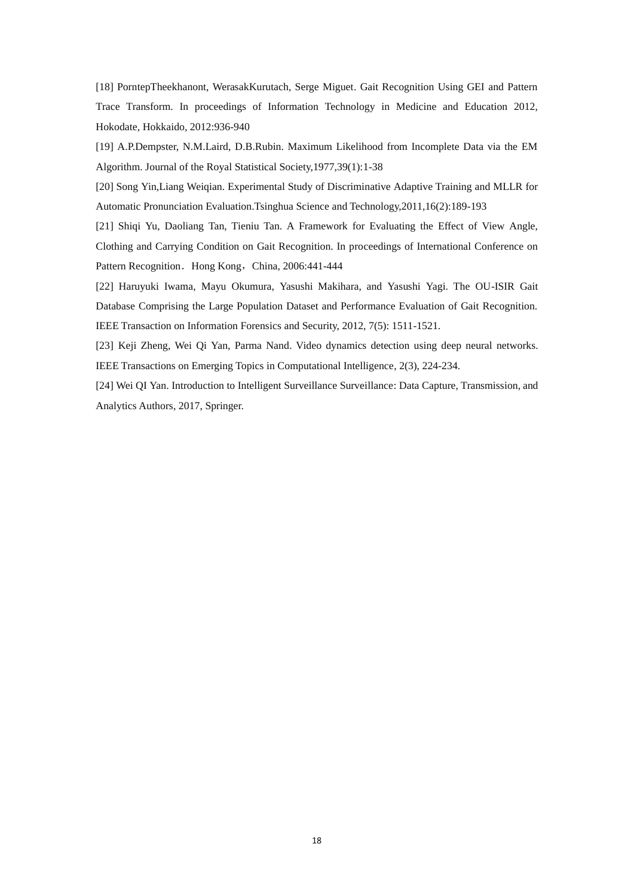[18] PorntepTheekhanont, WerasakKurutach, Serge Miguet. Gait Recognition Using GEI and Pattern Trace Transform. In proceedings of Information Technology in Medicine and Education 2012, Hokodate, Hokkaido, 2012:936-940

[19] A.P.Dempster, N.M.Laird, D.B.Rubin. Maximum Likelihood from Incomplete Data via the EM Algorithm. Journal of the Royal Statistical Society,1977,39(1):1-38

[20] Song Yin,Liang Weiqian. Experimental Study of Discriminative Adaptive Training and MLLR for Automatic Pronunciation Evaluation.Tsinghua Science and Technology,2011,16(2):189-193

[21] Shiqi Yu, Daoliang Tan, Tieniu Tan. A Framework for Evaluating the Effect of View Angle, Clothing and Carrying Condition on Gait Recognition. In proceedings of International Conference on Pattern Recognition． Hong Kong，China, 2006:441-444

[22] Haruyuki Iwama, Mayu Okumura, Yasushi Makihara, and Yasushi Yagi. The OU-ISIR Gait Database Comprising the Large Population Dataset and Performance Evaluation of Gait Recognition. IEEE Transaction on Information Forensics and Security, 2012, 7(5): 1511-1521.

[23] Keji Zheng, Wei Qi Yan, Parma Nand. Video dynamics detection using deep neural networks. IEEE Transactions on Emerging Topics in Computational Intelligence, 2(3), 224-234.

[24] Wei QI Yan. Introduction to Intelligent Surveillance Surveillance: Data Capture, Transmission, and Analytics Authors, 2017, Springer.